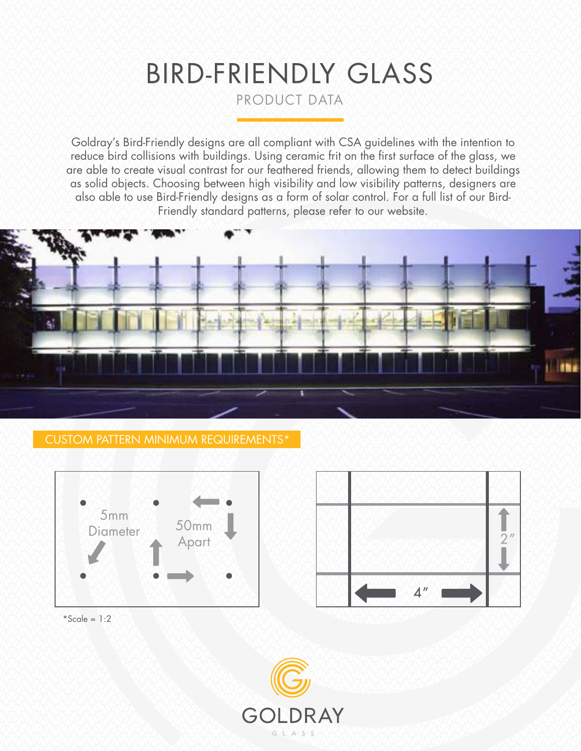# BIRD-FRIENDLY GLASS

## PRODUCT DATA

Goldray's Bird-Friendly designs are all compliant with CSA guidelines with the intention to reduce bird collisions with buildings. Using ceramic frit on the first surface of the glass, we are able to create visual contrast for our feathered friends, allowing them to detect buildings as solid objects. Choosing between high visibility and low visibility patterns, designers are also able to use Bird-Friendly designs as a form of solar control. For a full list of our Bird-Friendly standard patterns, please refer to our website.

## CUSTOM PATTERN MINIMUM REQUIREMENTS*

5mm Diameter

50mm Apart

2″

4″

*Scale = 1:2

GOLDRAY

GLASS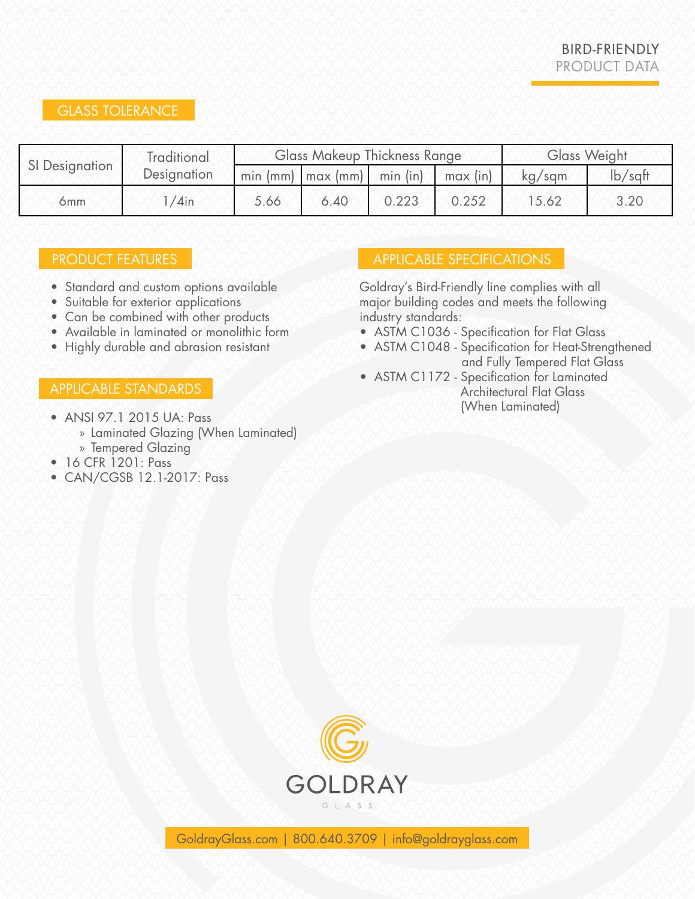BIRD-FRIENDLY
PRODUCT DATA

## GLASS TOLERANCE

| SI Designation | Traditional Designation | Glass Makeup Thickness Range | | | | Glass Weight | |
|---|---|---|---|---|---|---|---|
| | | min (mm) | max (mm) | min (in) | max (in) | kg/sqm | lb/sqft |
| 6mm | 1/4in | 5.66 | 6.40 | 0.223 | 0.252 | 15.62 | 3.20 |

## PRODUCT FEATURES

- Standard and custom options available
- Suitable for exterior applications
- Can be combined with other products
- Available in laminated or monolithic form
- Highly durable and abrasion resistant

## APPLICABLE STANDARDS

- ANSI 97.1 2015 UA: Pass
  - Laminated Glazing (When Laminated)
  - Tempered Glazing
- 16 CFR 1201: Pass
- CAN/CGSB 12.1-2017: Pass

## APPLICABLE SPECIFICATIONS

Goldray's Bird-Friendly line complies with all major building codes and meets the following industry standards:

- ASTM C1036 - Specification for Flat Glass
- ASTM C1048 - Specification for Heat-Strengthened and Fully Tempered Flat Glass
- ASTM C1172 - Specification for Laminated Architectural Flat Glass (When Laminated)

GOLDRAY
GLASS

GoldrayGlass.com | 800.640.3709 | info@goldrayglass.com